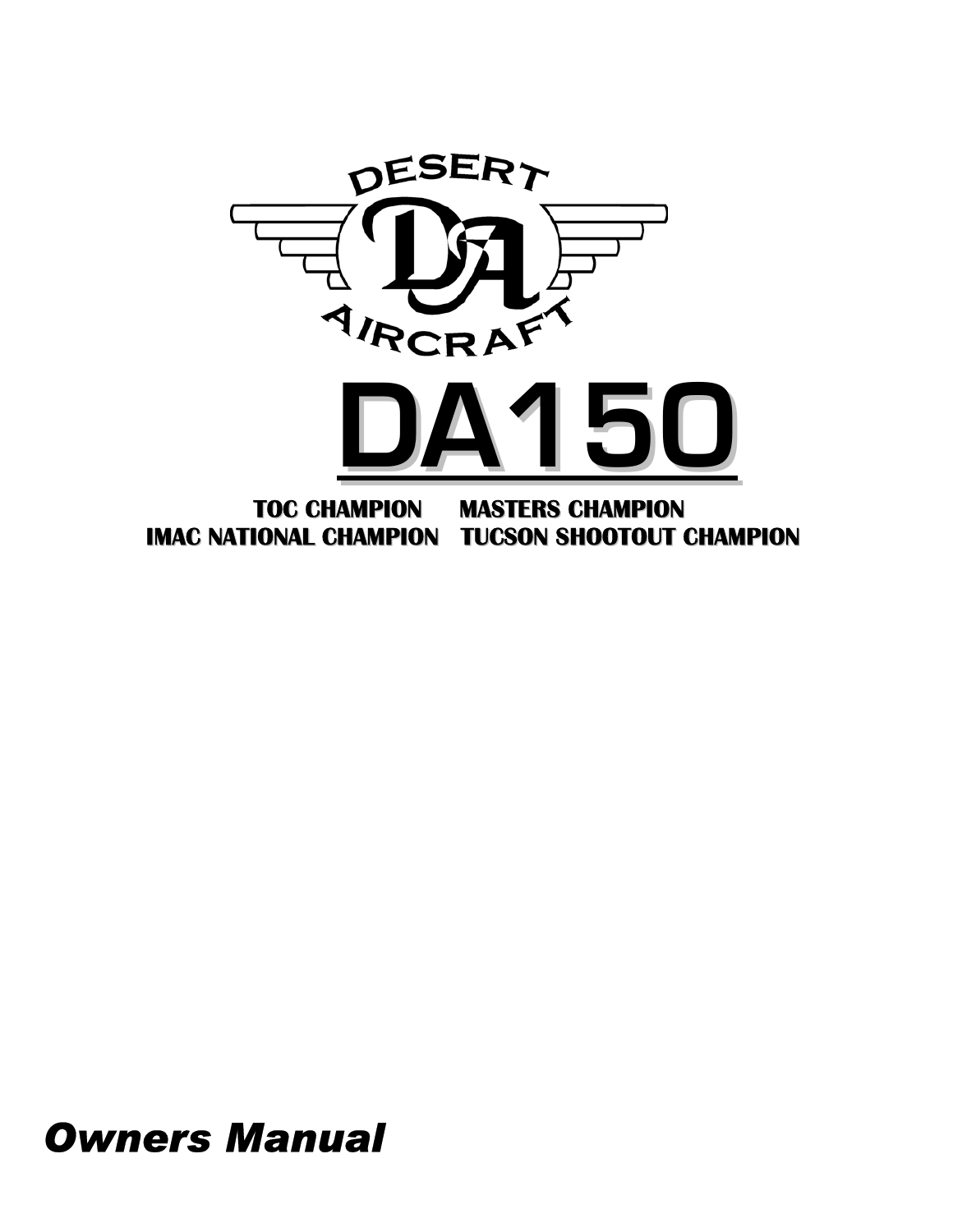DESERT AIRCRAFT

# DA150

**TOC CHAMPION MASTERS CHAMPION**
**IMAC NATIONAL CHAMPION TUCSON SHOOTOUT CHAMPION**

***Owners Manual***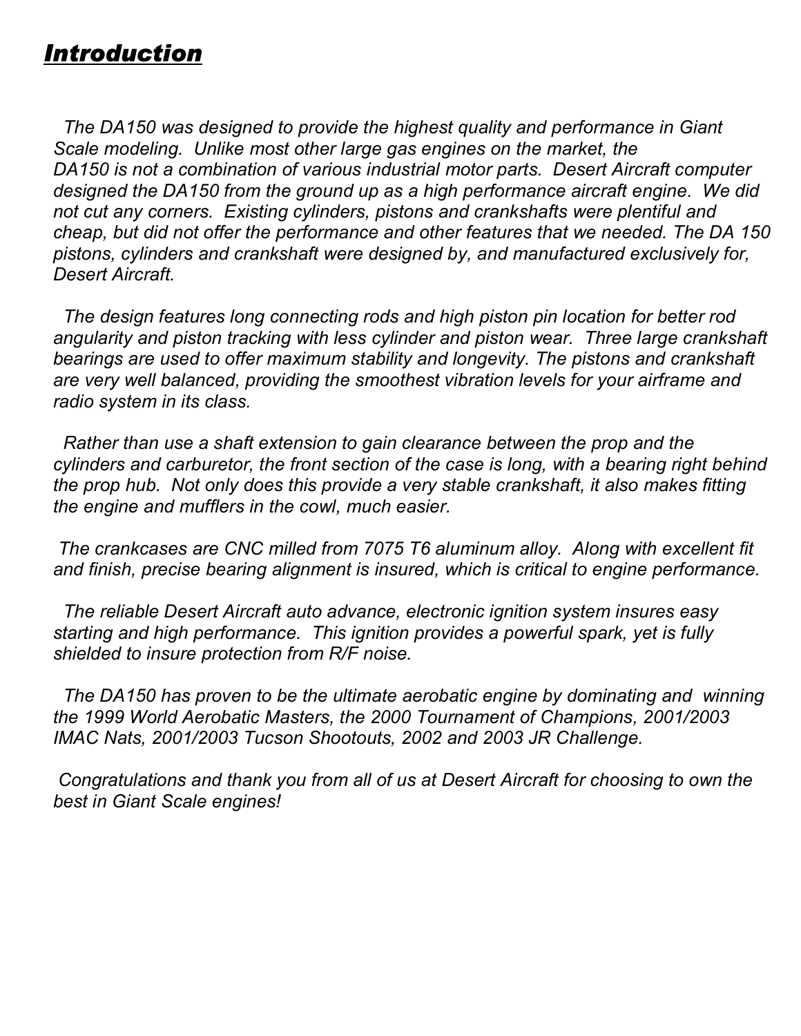## *Introduction*

*The DA150 was designed to provide the highest quality and performance in Giant Scale modeling. Unlike most other large gas engines on the market, the DA150 is not a combination of various industrial motor parts. Desert Aircraft computer designed the DA150 from the ground up as a high performance aircraft engine. We did not cut any corners. Existing cylinders, pistons and crankshafts were plentiful and cheap, but did not offer the performance and other features that we needed. The DA 150 pistons, cylinders and crankshaft were designed by, and manufactured exclusively for, Desert Aircraft.*

*The design features long connecting rods and high piston pin location for better rod angularity and piston tracking with less cylinder and piston wear. Three large crankshaft bearings are used to offer maximum stability and longevity. The pistons and crankshaft are very well balanced, providing the smoothest vibration levels for your airframe and radio system in its class.*

*Rather than use a shaft extension to gain clearance between the prop and the cylinders and carburetor, the front section of the case is long, with a bearing right behind the prop hub. Not only does this provide a very stable crankshaft, it also makes fitting the engine and mufflers in the cowl, much easier.*

*The crankcases are CNC milled from 7075 T6 aluminum alloy. Along with excellent fit and finish, precise bearing alignment is insured, which is critical to engine performance.*

*The reliable Desert Aircraft auto advance, electronic ignition system insures easy starting and high performance. This ignition provides a powerful spark, yet is fully shielded to insure protection from R/F noise.*

*The DA150 has proven to be the ultimate aerobatic engine by dominating and winning the 1999 World Aerobatic Masters, the 2000 Tournament of Champions, 2001/2003 IMAC Nats, 2001/2003 Tucson Shootouts, 2002 and 2003 JR Challenge.*

*Congratulations and thank you from all of us at Desert Aircraft for choosing to own the best in Giant Scale engines!*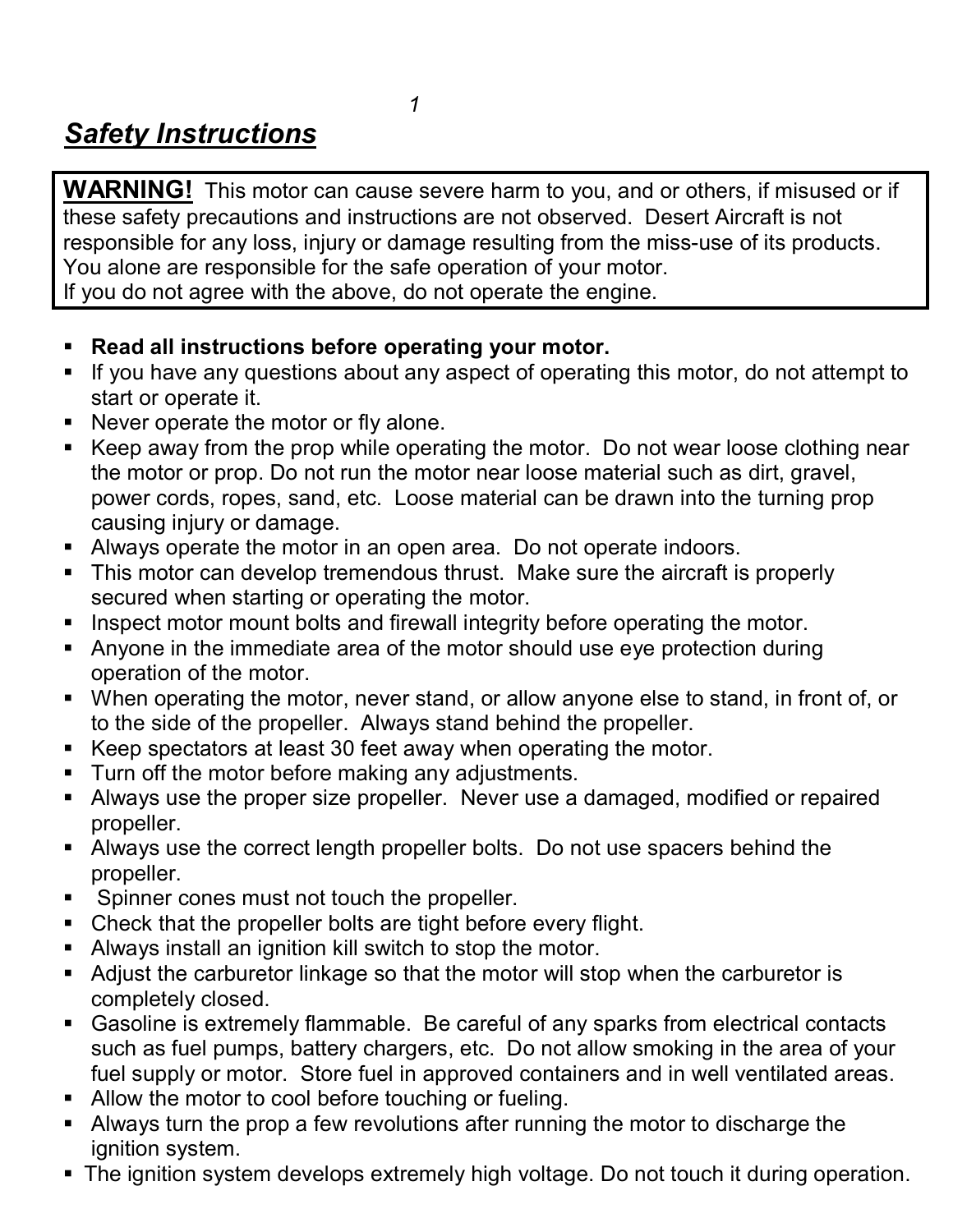## ***Safety Instructions***

> **WARNING!** This motor can cause severe harm to you, and or others, if misused or if these safety precautions and instructions are not observed. Desert Aircraft is not responsible for any loss, injury or damage resulting from the miss-use of its products. You alone are responsible for the safe operation of your motor.
> If you do not agree with the above, do not operate the engine.

- **Read all instructions before operating your motor.**
- If you have any questions about any aspect of operating this motor, do not attempt to start or operate it.
- Never operate the motor or fly alone.
- Keep away from the prop while operating the motor. Do not wear loose clothing near the motor or prop. Do not run the motor near loose material such as dirt, gravel, power cords, ropes, sand, etc. Loose material can be drawn into the turning prop causing injury or damage.
- Always operate the motor in an open area. Do not operate indoors.
- This motor can develop tremendous thrust. Make sure the aircraft is properly secured when starting or operating the motor.
- Inspect motor mount bolts and firewall integrity before operating the motor.
- Anyone in the immediate area of the motor should use eye protection during operation of the motor.
- When operating the motor, never stand, or allow anyone else to stand, in front of, or to the side of the propeller. Always stand behind the propeller.
- Keep spectators at least 30 feet away when operating the motor.
- Turn off the motor before making any adjustments.
- Always use the proper size propeller. Never use a damaged, modified or repaired propeller.
- Always use the correct length propeller bolts. Do not use spacers behind the propeller.
- Spinner cones must not touch the propeller.
- Check that the propeller bolts are tight before every flight.
- Always install an ignition kill switch to stop the motor.
- Adjust the carburetor linkage so that the motor will stop when the carburetor is completely closed.
- Gasoline is extremely flammable. Be careful of any sparks from electrical contacts such as fuel pumps, battery chargers, etc. Do not allow smoking in the area of your fuel supply or motor. Store fuel in approved containers and in well ventilated areas.
- Allow the motor to cool before touching or fueling.
- Always turn the prop a few revolutions after running the motor to discharge the ignition system.
- The ignition system develops extremely high voltage. Do not touch it during operation.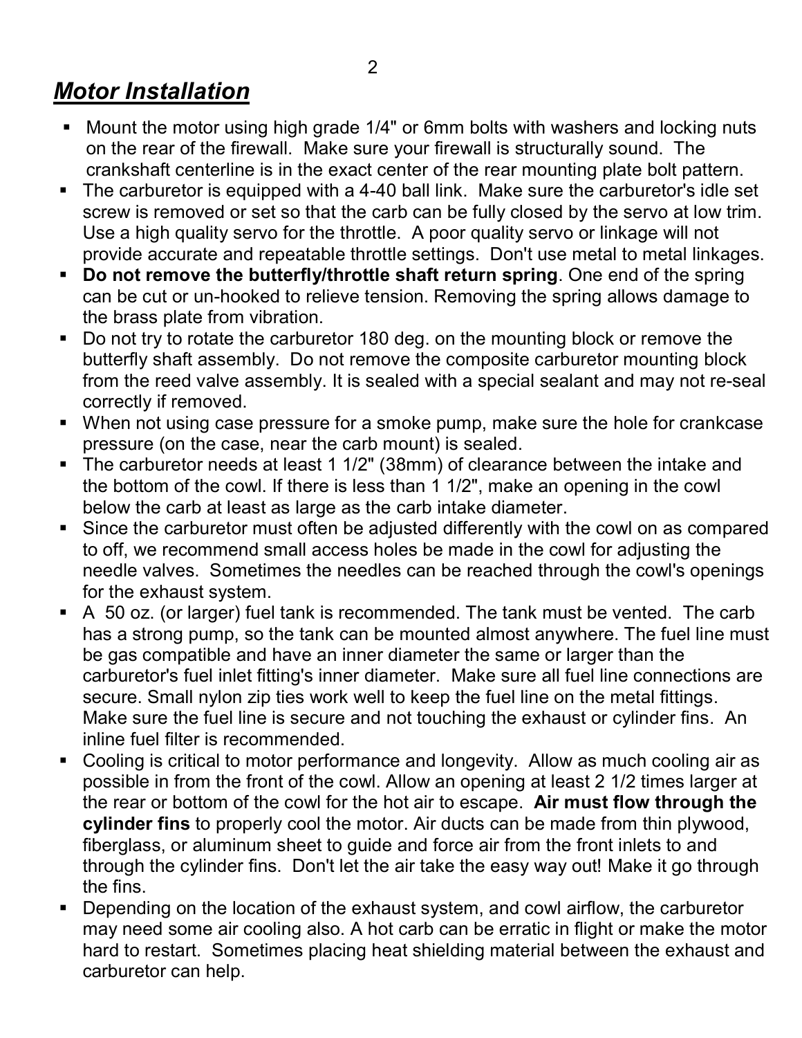## ***Motor Installation***

- Mount the motor using high grade 1/4" or 6mm bolts with washers and locking nuts on the rear of the firewall. Make sure your firewall is structurally sound. The crankshaft centerline is in the exact center of the rear mounting plate bolt pattern.
- The carburetor is equipped with a 4-40 ball link. Make sure the carburetor's idle set screw is removed or set so that the carb can be fully closed by the servo at low trim. Use a high quality servo for the throttle. A poor quality servo or linkage will not provide accurate and repeatable throttle settings. Don't use metal to metal linkages.
- **Do not remove the butterfly/throttle shaft return spring**. One end of the spring can be cut or un-hooked to relieve tension. Removing the spring allows damage to the brass plate from vibration.
- Do not try to rotate the carburetor 180 deg. on the mounting block or remove the butterfly shaft assembly. Do not remove the composite carburetor mounting block from the reed valve assembly. It is sealed with a special sealant and may not re-seal correctly if removed.
- When not using case pressure for a smoke pump, make sure the hole for crankcase pressure (on the case, near the carb mount) is sealed.
- The carburetor needs at least 1 1/2" (38mm) of clearance between the intake and the bottom of the cowl. If there is less than 1 1/2", make an opening in the cowl below the carb at least as large as the carb intake diameter.
- Since the carburetor must often be adjusted differently with the cowl on as compared to off, we recommend small access holes be made in the cowl for adjusting the needle valves. Sometimes the needles can be reached through the cowl's openings for the exhaust system.
- A 50 oz. (or larger) fuel tank is recommended. The tank must be vented. The carb has a strong pump, so the tank can be mounted almost anywhere. The fuel line must be gas compatible and have an inner diameter the same or larger than the carburetor's fuel inlet fitting's inner diameter. Make sure all fuel line connections are secure. Small nylon zip ties work well to keep the fuel line on the metal fittings. Make sure the fuel line is secure and not touching the exhaust or cylinder fins. An inline fuel filter is recommended.
- Cooling is critical to motor performance and longevity. Allow as much cooling air as possible in from the front of the cowl. Allow an opening at least 2 1/2 times larger at the rear or bottom of the cowl for the hot air to escape. **Air must flow through the cylinder fins** to properly cool the motor. Air ducts can be made from thin plywood, fiberglass, or aluminum sheet to guide and force air from the front inlets to and through the cylinder fins. Don't let the air take the easy way out! Make it go through the fins.
- Depending on the location of the exhaust system, and cowl airflow, the carburetor may need some air cooling also. A hot carb can be erratic in flight or make the motor hard to restart. Sometimes placing heat shielding material between the exhaust and carburetor can help.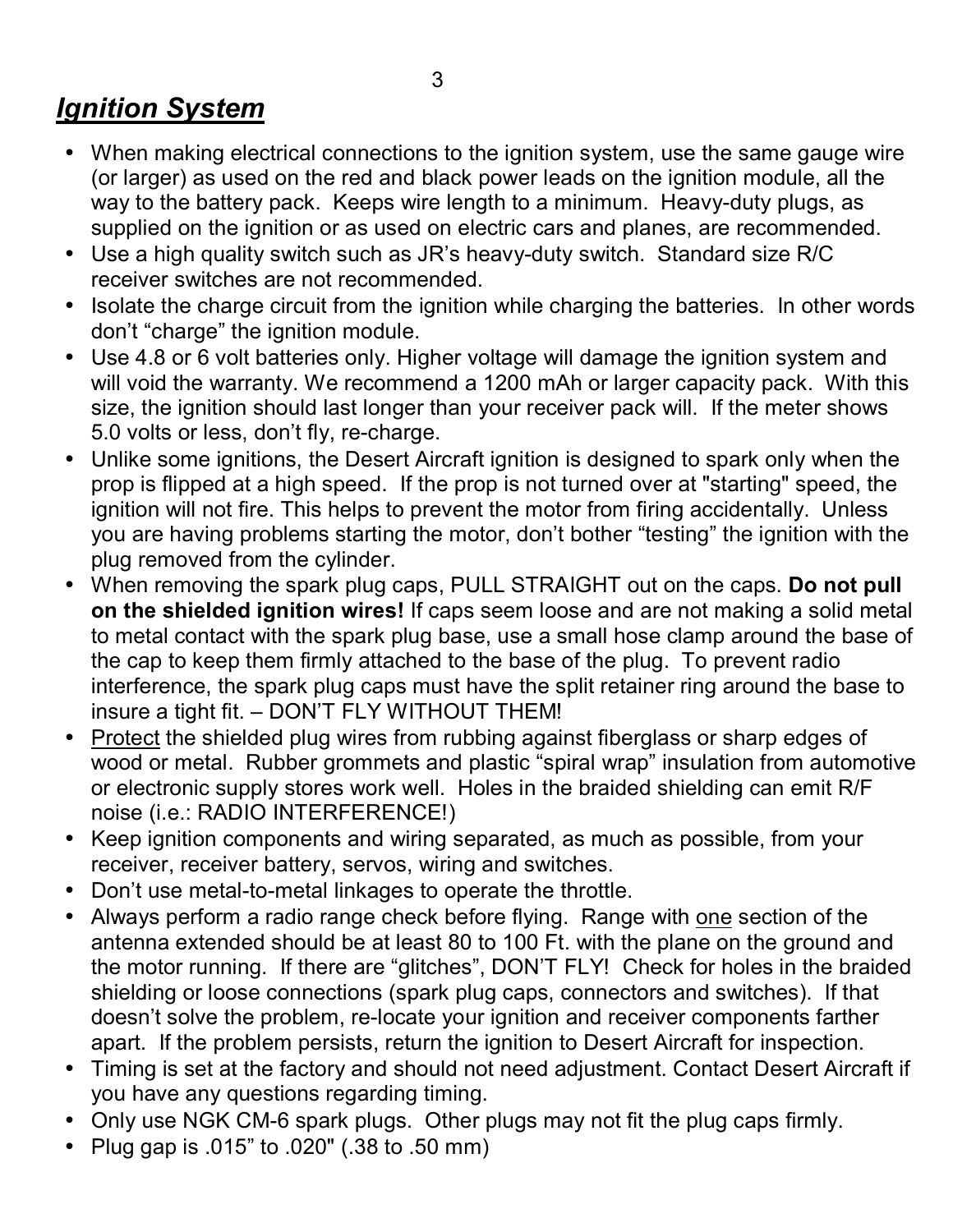## ***Ignition System***

- When making electrical connections to the ignition system, use the same gauge wire (or larger) as used on the red and black power leads on the ignition module, all the way to the battery pack. Keeps wire length to a minimum. Heavy-duty plugs, as supplied on the ignition or as used on electric cars and planes, are recommended.
- Use a high quality switch such as JR's heavy-duty switch. Standard size R/C receiver switches are not recommended.
- Isolate the charge circuit from the ignition while charging the batteries. In other words don't "charge" the ignition module.
- Use 4.8 or 6 volt batteries only. Higher voltage will damage the ignition system and will void the warranty. We recommend a 1200 mAh or larger capacity pack. With this size, the ignition should last longer than your receiver pack will. If the meter shows 5.0 volts or less, don't fly, re-charge.
- Unlike some ignitions, the Desert Aircraft ignition is designed to spark only when the prop is flipped at a high speed. If the prop is not turned over at "starting" speed, the ignition will not fire. This helps to prevent the motor from firing accidentally. Unless you are having problems starting the motor, don't bother "testing" the ignition with the plug removed from the cylinder.
- When removing the spark plug caps, PULL STRAIGHT out on the caps. **Do not pull on the shielded ignition wires!** If caps seem loose and are not making a solid metal to metal contact with the spark plug base, use a small hose clamp around the base of the cap to keep them firmly attached to the base of the plug. To prevent radio interference, the spark plug caps must have the split retainer ring around the base to insure a tight fit. – DON'T FLY WITHOUT THEM!
- <u>Protect</u> the shielded plug wires from rubbing against fiberglass or sharp edges of wood or metal. Rubber grommets and plastic "spiral wrap" insulation from automotive or electronic supply stores work well. Holes in the braided shielding can emit R/F noise (i.e.: RADIO INTERFERENCE!)
- Keep ignition components and wiring separated, as much as possible, from your receiver, receiver battery, servos, wiring and switches.
- Don't use metal-to-metal linkages to operate the throttle.
- Always perform a radio range check before flying. Range with <u>one</u> section of the antenna extended should be at least 80 to 100 Ft. with the plane on the ground and the motor running. If there are "glitches", DON'T FLY! Check for holes in the braided shielding or loose connections (spark plug caps, connectors and switches). If that doesn't solve the problem, re-locate your ignition and receiver components farther apart. If the problem persists, return the ignition to Desert Aircraft for inspection.
- Timing is set at the factory and should not need adjustment. Contact Desert Aircraft if you have any questions regarding timing.
- Only use NGK CM-6 spark plugs. Other plugs may not fit the plug caps firmly.
- Plug gap is .015" to .020" (.38 to .50 mm)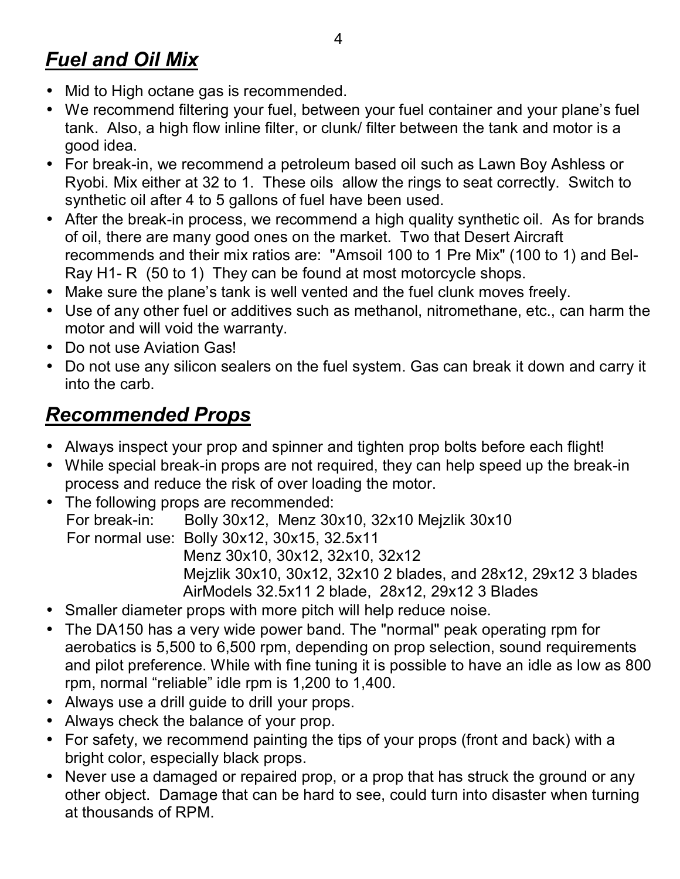## ***Fuel and Oil Mix***

- Mid to High octane gas is recommended.
- We recommend filtering your fuel, between your fuel container and your plane's fuel tank. Also, a high flow inline filter, or clunk/ filter between the tank and motor is a good idea.
- For break-in, we recommend a petroleum based oil such as Lawn Boy Ashless or Ryobi. Mix either at 32 to 1. These oils allow the rings to seat correctly. Switch to synthetic oil after 4 to 5 gallons of fuel have been used.
- After the break-in process, we recommend a high quality synthetic oil. As for brands of oil, there are many good ones on the market. Two that Desert Aircraft recommends and their mix ratios are: "Amsoil 100 to 1 Pre Mix" (100 to 1) and Bel-Ray H1- R (50 to 1) They can be found at most motorcycle shops.
- Make sure the plane's tank is well vented and the fuel clunk moves freely.
- Use of any other fuel or additives such as methanol, nitromethane, etc., can harm the motor and will void the warranty.
- Do not use Aviation Gas!
- Do not use any silicon sealers on the fuel system. Gas can break it down and carry it into the carb.

## ***Recommended Props***

- Always inspect your prop and spinner and tighten prop bolts before each flight!
- While special break-in props are not required, they can help speed up the break-in process and reduce the risk of over loading the motor.
- The following props are recommended:
  For break-in: Bolly 30x12, Menz 30x10, 32x10 Mejzlik 30x10
  For normal use: Bolly 30x12, 30x15, 32.5x11
  Menz 30x10, 30x12, 32x10, 32x12
  Mejzlik 30x10, 30x12, 32x10 2 blades, and 28x12, 29x12 3 blades
  AirModels 32.5x11 2 blade, 28x12, 29x12 3 Blades
- Smaller diameter props with more pitch will help reduce noise.
- The DA150 has a very wide power band. The "normal" peak operating rpm for aerobatics is 5,500 to 6,500 rpm, depending on prop selection, sound requirements and pilot preference. While with fine tuning it is possible to have an idle as low as 800 rpm, normal "reliable" idle rpm is 1,200 to 1,400.
- Always use a drill guide to drill your props.
- Always check the balance of your prop.
- For safety, we recommend painting the tips of your props (front and back) with a bright color, especially black props.
- Never use a damaged or repaired prop, or a prop that has struck the ground or any other object. Damage that can be hard to see, could turn into disaster when turning at thousands of RPM.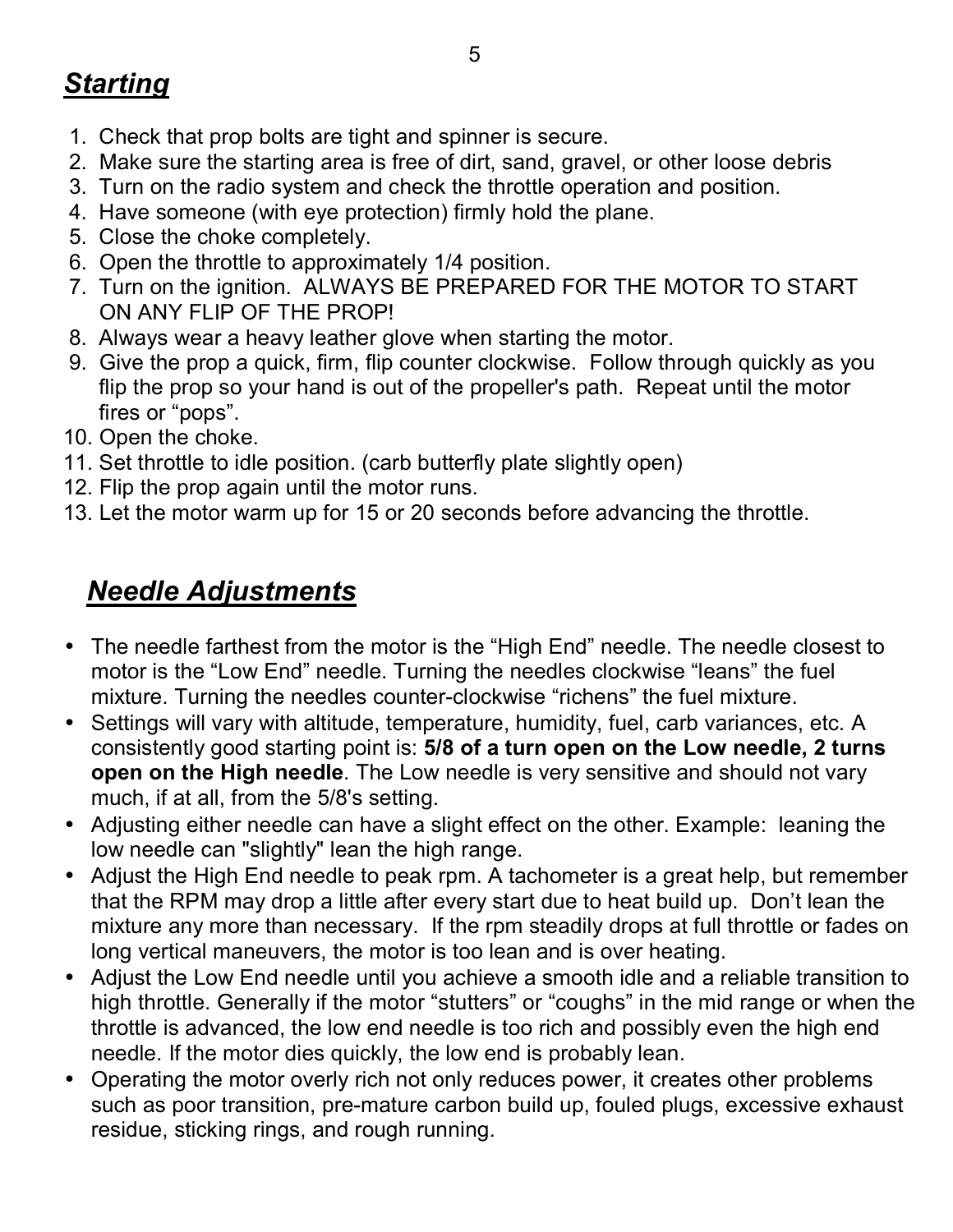## ***Starting***

1. Check that prop bolts are tight and spinner is secure.
2. Make sure the starting area is free of dirt, sand, gravel, or other loose debris
3. Turn on the radio system and check the throttle operation and position.
4. Have someone (with eye protection) firmly hold the plane.
5. Close the choke completely.
6. Open the throttle to approximately 1/4 position.
7. Turn on the ignition. ALWAYS BE PREPARED FOR THE MOTOR TO START ON ANY FLIP OF THE PROP!
8. Always wear a heavy leather glove when starting the motor.
9. Give the prop a quick, firm, flip counter clockwise. Follow through quickly as you flip the prop so your hand is out of the propeller's path. Repeat until the motor fires or "pops".
10. Open the choke.
11. Set throttle to idle position. (carb butterfly plate slightly open)
12. Flip the prop again until the motor runs.
13. Let the motor warm up for 15 or 20 seconds before advancing the throttle.

## ***Needle Adjustments***

- The needle farthest from the motor is the "High End" needle. The needle closest to motor is the "Low End" needle. Turning the needles clockwise "leans" the fuel mixture. Turning the needles counter-clockwise "richens" the fuel mixture.
- Settings will vary with altitude, temperature, humidity, fuel, carb variances, etc. A consistently good starting point is: **5/8 of a turn open on the Low needle, 2 turns open on the High needle**. The Low needle is very sensitive and should not vary much, if at all, from the 5/8's setting.
- Adjusting either needle can have a slight effect on the other. Example: leaning the low needle can "slightly" lean the high range.
- Adjust the High End needle to peak rpm. A tachometer is a great help, but remember that the RPM may drop a little after every start due to heat build up. Don't lean the mixture any more than necessary. If the rpm steadily drops at full throttle or fades on long vertical maneuvers, the motor is too lean and is over heating.
- Adjust the Low End needle until you achieve a smooth idle and a reliable transition to high throttle. Generally if the motor "stutters" or "coughs" in the mid range or when the throttle is advanced, the low end needle is too rich and possibly even the high end needle. If the motor dies quickly, the low end is probably lean.
- Operating the motor overly rich not only reduces power, it creates other problems such as poor transition, pre-mature carbon build up, fouled plugs, excessive exhaust residue, sticking rings, and rough running.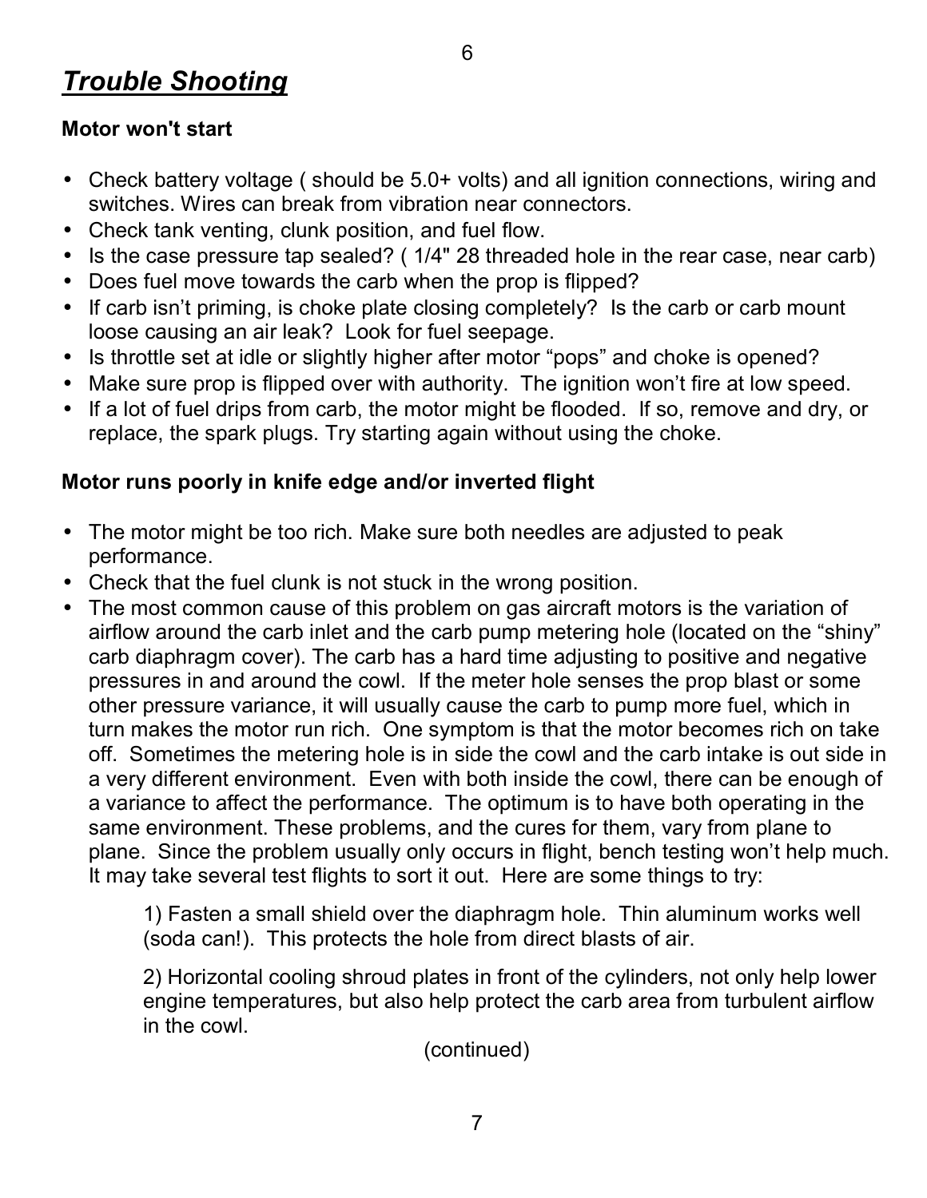# ***Trouble Shooting***

**Motor won't start**

- Check battery voltage ( should be 5.0+ volts) and all ignition connections, wiring and switches. Wires can break from vibration near connectors.
- Check tank venting, clunk position, and fuel flow.
- Is the case pressure tap sealed? ( 1/4" 28 threaded hole in the rear case, near carb)
- Does fuel move towards the carb when the prop is flipped?
- If carb isn't priming, is choke plate closing completely? Is the carb or carb mount loose causing an air leak? Look for fuel seepage.
- Is throttle set at idle or slightly higher after motor "pops" and choke is opened?
- Make sure prop is flipped over with authority. The ignition won't fire at low speed.
- If a lot of fuel drips from carb, the motor might be flooded. If so, remove and dry, or replace, the spark plugs. Try starting again without using the choke.

**Motor runs poorly in knife edge and/or inverted flight**

- The motor might be too rich. Make sure both needles are adjusted to peak performance.
- Check that the fuel clunk is not stuck in the wrong position.
- The most common cause of this problem on gas aircraft motors is the variation of airflow around the carb inlet and the carb pump metering hole (located on the "shiny" carb diaphragm cover). The carb has a hard time adjusting to positive and negative pressures in and around the cowl. If the meter hole senses the prop blast or some other pressure variance, it will usually cause the carb to pump more fuel, which in turn makes the motor run rich. One symptom is that the motor becomes rich on take off. Sometimes the metering hole is in side the cowl and the carb intake is out side in a very different environment. Even with both inside the cowl, there can be enough of a variance to affect the performance. The optimum is to have both operating in the same environment. These problems, and the cures for them, vary from plane to plane. Since the problem usually only occurs in flight, bench testing won't help much. It may take several test flights to sort it out. Here are some things to try:

  1) Fasten a small shield over the diaphragm hole. Thin aluminum works well (soda can!). This protects the hole from direct blasts of air.

  2) Horizontal cooling shroud plates in front of the cylinders, not only help lower engine temperatures, but also help protect the carb area from turbulent airflow in the cowl.

(continued)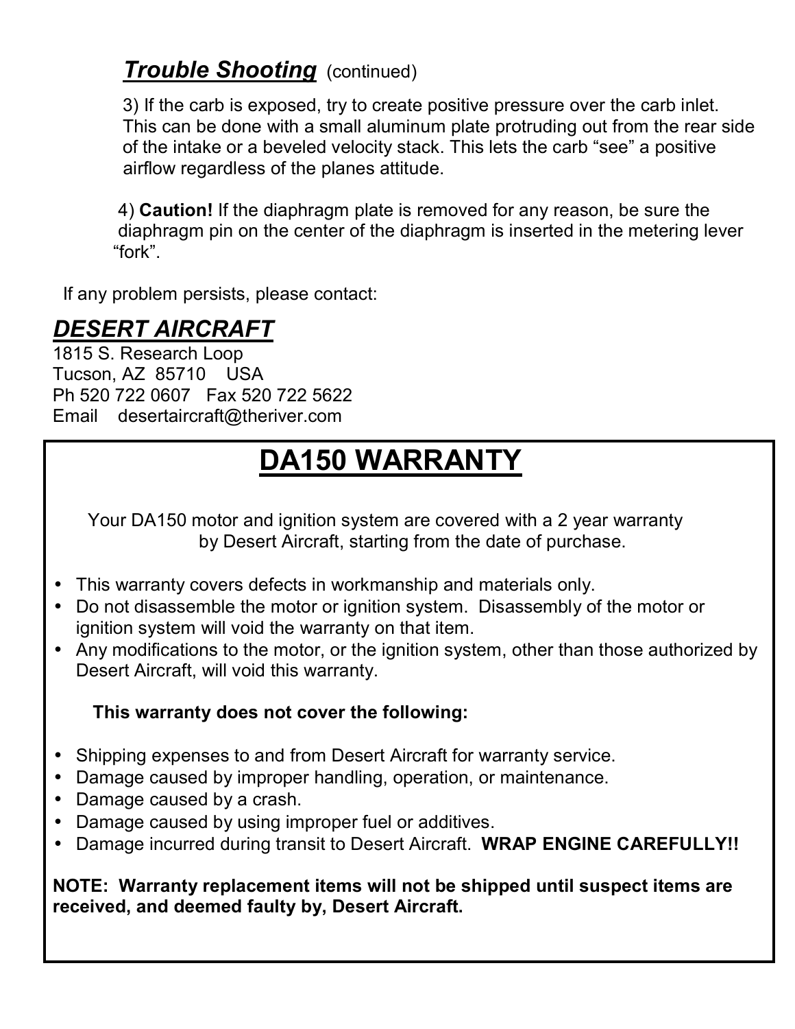## ***Trouble Shooting*** (continued)

3) If the carb is exposed, try to create positive pressure over the carb inlet. This can be done with a small aluminum plate protruding out from the rear side of the intake or a beveled velocity stack. This lets the carb "see" a positive airflow regardless of the planes attitude.

4) **Caution!** If the diaphragm plate is removed for any reason, be sure the diaphragm pin on the center of the diaphragm is inserted in the metering lever "fork".

If any problem persists, please contact:

## ***DESERT AIRCRAFT***

1815 S. Research Loop
Tucson, AZ 85710 USA
Ph 520 722 0607 Fax 520 722 5622
Email desertaircraft@theriver.com

# DA150 WARRANTY

Your DA150 motor and ignition system are covered with a 2 year warranty by Desert Aircraft, starting from the date of purchase.

- This warranty covers defects in workmanship and materials only.
- Do not disassemble the motor or ignition system. Disassembly of the motor or ignition system will void the warranty on that item.
- Any modifications to the motor, or the ignition system, other than those authorized by Desert Aircraft, will void this warranty.

**This warranty does not cover the following:**

- Shipping expenses to and from Desert Aircraft for warranty service.
- Damage caused by improper handling, operation, or maintenance.
- Damage caused by a crash.
- Damage caused by using improper fuel or additives.
- Damage incurred during transit to Desert Aircraft. **WRAP ENGINE CAREFULLY!!**

**NOTE: Warranty replacement items will not be shipped until suspect items are received, and deemed faulty by, Desert Aircraft.**